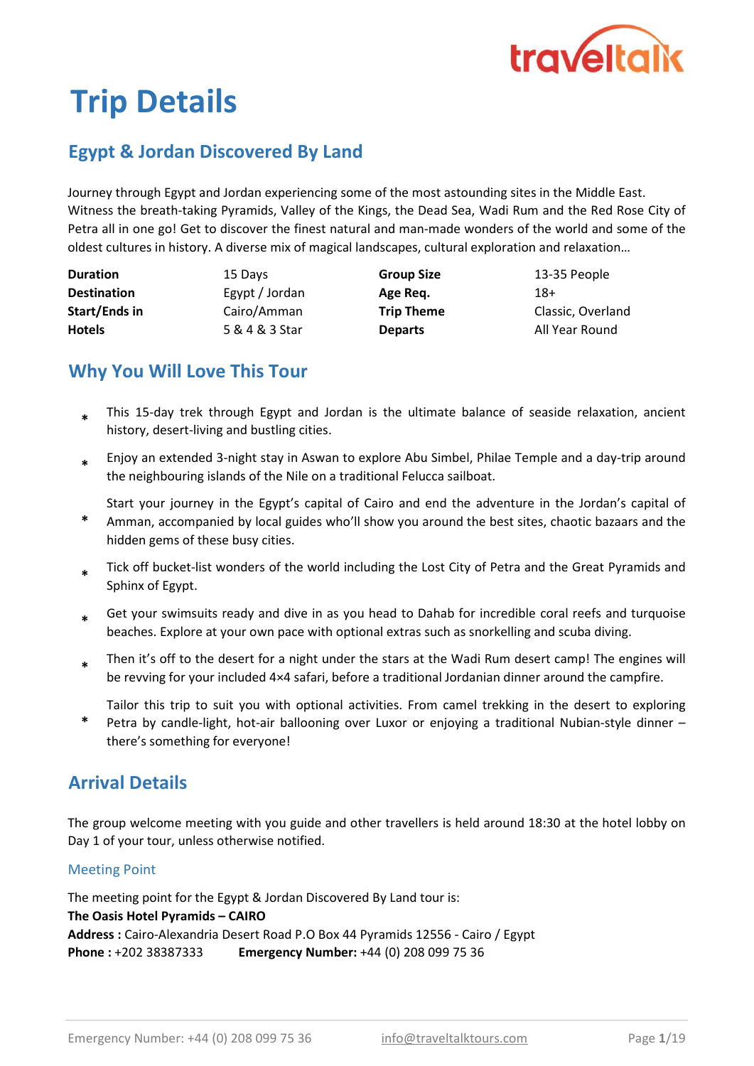# Trip Details

## Egypt & Jordan Discovered By Land

Journey through Egypt and Jordan experiencing some of the most astounding sites in the Middle East. Witness the breath-taking Pyramids, Valley of the Kings, the Dead Sea, Wadi Rum and the Red Rose City of Petra all in one go! Get to discover the finest natural and man-made wonders of the world and some of the oldest cultures in history. A diverse mix of magical landscapes, cultural exploration and relaxation…

| | | | |
|---|---|---|---|
| **Duration** | 15 Days | **Group Size** | 13-35 People |
| **Destination** | Egypt / Jordan | **Age Req.** | 18+ |
| **Start/Ends in** | Cairo/Amman | **Trip Theme** | Classic, Overland |
| **Hotels** | 5 & 4 & 3 Star | **Departs** | All Year Round |

## Why You Will Love This Tour

- This 15-day trek through Egypt and Jordan is the ultimate balance of seaside relaxation, ancient history, desert-living and bustling cities.
- Enjoy an extended 3-night stay in Aswan to explore Abu Simbel, Philae Temple and a day-trip around the neighbouring islands of the Nile on a traditional Felucca sailboat.
- Start your journey in the Egypt's capital of Cairo and end the adventure in the Jordan's capital of Amman, accompanied by local guides who'll show you around the best sites, chaotic bazaars and the hidden gems of these busy cities.
- Tick off bucket-list wonders of the world including the Lost City of Petra and the Great Pyramids and Sphinx of Egypt.
- Get your swimsuits ready and dive in as you head to Dahab for incredible coral reefs and turquoise beaches. Explore at your own pace with optional extras such as snorkelling and scuba diving.
- Then it's off to the desert for a night under the stars at the Wadi Rum desert camp! The engines will be revving for your included 4×4 safari, before a traditional Jordanian dinner around the campfire.
- Tailor this trip to suit you with optional activities. From camel trekking in the desert to exploring Petra by candle-light, hot-air ballooning over Luxor or enjoying a traditional Nubian-style dinner – there's something for everyone!

## Arrival Details

The group welcome meeting with you guide and other travellers is held around 18:30 at the hotel lobby on Day 1 of your tour, unless otherwise notified.

### Meeting Point

The meeting point for the Egypt & Jordan Discovered By Land tour is:
**The Oasis Hotel Pyramids – CAIRO**
**Address :** Cairo-Alexandria Desert Road P.O Box 44 Pyramids 12556 - Cairo / Egypt
**Phone :** +202 38387333 **Emergency Number:** +44 (0) 208 099 75 36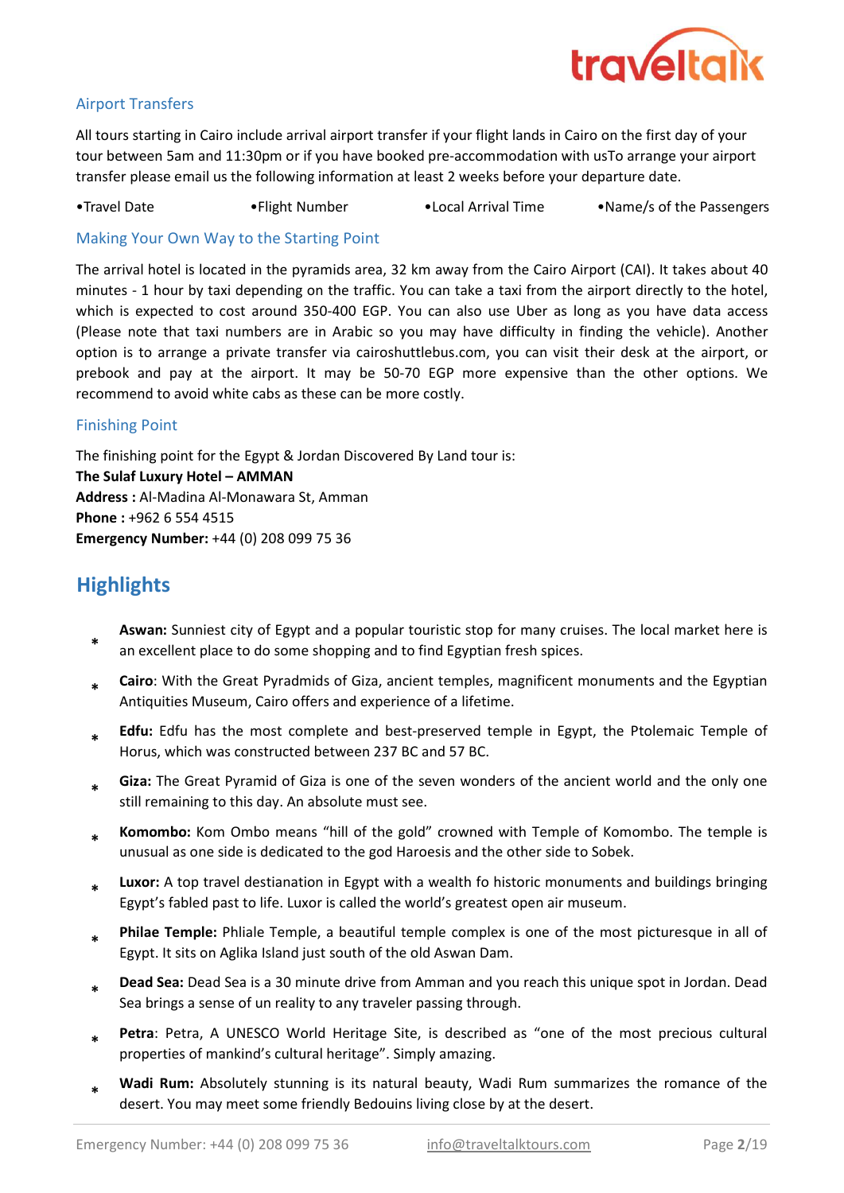## Airport Transfers

All tours starting in Cairo include arrival airport transfer if your flight lands in Cairo on the first day of your tour between 5am and 11:30pm or if you have booked pre-accommodation with usTo arrange your airport transfer please email us the following information at least 2 weeks before your departure date.

•Travel Date •Flight Number •Local Arrival Time •Name/s of the Passengers

## Making Your Own Way to the Starting Point

The arrival hotel is located in the pyramids area, 32 km away from the Cairo Airport (CAI). It takes about 40 minutes - 1 hour by taxi depending on the traffic. You can take a taxi from the airport directly to the hotel, which is expected to cost around 350-400 EGP. You can also use Uber as long as you have data access (Please note that taxi numbers are in Arabic so you may have difficulty in finding the vehicle). Another option is to arrange a private transfer via cairoshuttlebus.com, you can visit their desk at the airport, or prebook and pay at the airport. It may be 50-70 EGP more expensive than the other options. We recommend to avoid white cabs as these can be more costly.

## Finishing Point

The finishing point for the Egypt & Jordan Discovered By Land tour is:
**The Sulaf Luxury Hotel – AMMAN**
**Address :** Al-Madina Al-Monawara St, Amman
**Phone :** +962 6 554 4515
**Emergency Number:** +44 (0) 208 099 75 36

# Highlights

* **Aswan:** Sunniest city of Egypt and a popular touristic stop for many cruises. The local market here is an excellent place to do some shopping and to find Egyptian fresh spices.
* **Cairo**: With the Great Pyradmids of Giza, ancient temples, magnificent monuments and the Egyptian Antiquities Museum, Cairo offers and experience of a lifetime.
* **Edfu:** Edfu has the most complete and best-preserved temple in Egypt, the Ptolemaic Temple of Horus, which was constructed between 237 BC and 57 BC.
* **Giza:** The Great Pyramid of Giza is one of the seven wonders of the ancient world and the only one still remaining to this day. An absolute must see.
* **Komombo:** Kom Ombo means "hill of the gold" crowned with Temple of Komombo. The temple is unusual as one side is dedicated to the god Haroesis and the other side to Sobek.
* **Luxor:** A top travel destianation in Egypt with a wealth fo historic monuments and buildings bringing Egypt's fabled past to life. Luxor is called the world's greatest open air museum.
* **Philae Temple:** Phliale Temple, a beautiful temple complex is one of the most picturesque in all of Egypt. It sits on Aglika Island just south of the old Aswan Dam.
* **Dead Sea:** Dead Sea is a 30 minute drive from Amman and you reach this unique spot in Jordan. Dead Sea brings a sense of un reality to any traveler passing through.
* **Petra**: Petra, A UNESCO World Heritage Site, is described as "one of the most precious cultural properties of mankind's cultural heritage". Simply amazing.
* **Wadi Rum:** Absolutely stunning is its natural beauty, Wadi Rum summarizes the romance of the desert. You may meet some friendly Bedouins living close by at the desert.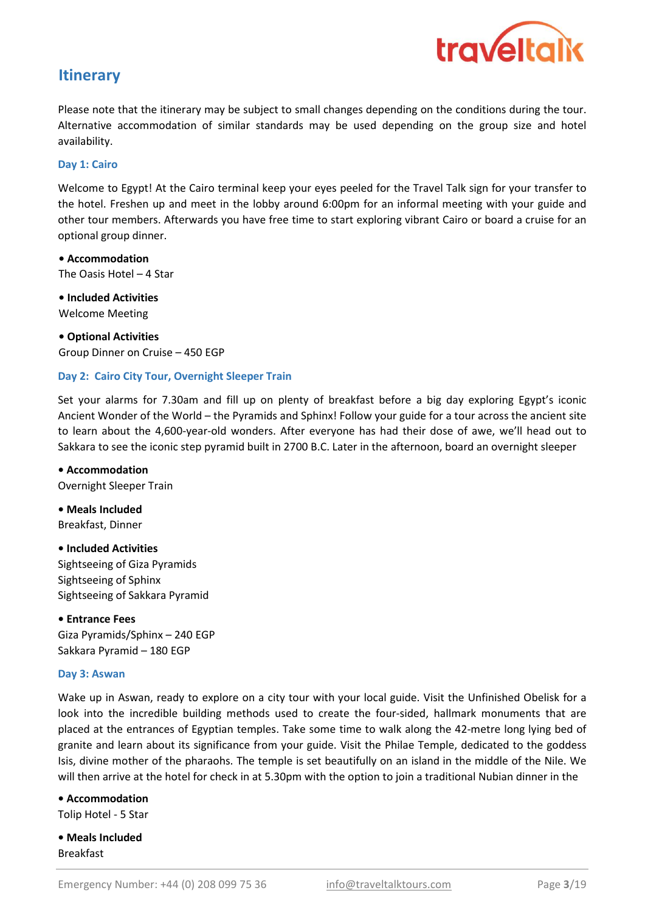## Itinerary

Please note that the itinerary may be subject to small changes depending on the conditions during the tour. Alternative accommodation of similar standards may be used depending on the group size and hotel availability.

### Day 1: Cairo

Welcome to Egypt! At the Cairo terminal keep your eyes peeled for the Travel Talk sign for your transfer to the hotel. Freshen up and meet in the lobby around 6:00pm for an informal meeting with your guide and other tour members. Afterwards you have free time to start exploring vibrant Cairo or board a cruise for an optional group dinner.

**• Accommodation**
The Oasis Hotel – 4 Star

**• Included Activities**
Welcome Meeting

**• Optional Activities**
Group Dinner on Cruise – 450 EGP

### Day 2: Cairo City Tour, Overnight Sleeper Train

Set your alarms for 7.30am and fill up on plenty of breakfast before a big day exploring Egypt's iconic Ancient Wonder of the World – the Pyramids and Sphinx! Follow your guide for a tour across the ancient site to learn about the 4,600-year-old wonders. After everyone has had their dose of awe, we'll head out to Sakkara to see the iconic step pyramid built in 2700 B.C. Later in the afternoon, board an overnight sleeper

**• Accommodation**
Overnight Sleeper Train

**• Meals Included**
Breakfast, Dinner

**• Included Activities**
Sightseeing of Giza Pyramids
Sightseeing of Sphinx
Sightseeing of Sakkara Pyramid

**• Entrance Fees**
Giza Pyramids/Sphinx – 240 EGP
Sakkara Pyramid – 180 EGP

### Day 3: Aswan

Wake up in Aswan, ready to explore on a city tour with your local guide. Visit the Unfinished Obelisk for a look into the incredible building methods used to create the four-sided, hallmark monuments that are placed at the entrances of Egyptian temples. Take some time to walk along the 42-metre long lying bed of granite and learn about its significance from your guide. Visit the Philae Temple, dedicated to the goddess Isis, divine mother of the pharaohs. The temple is set beautifully on an island in the middle of the Nile. We will then arrive at the hotel for check in at 5.30pm with the option to join a traditional Nubian dinner in the

**• Accommodation**
Tolip Hotel - 5 Star

**• Meals Included**
Breakfast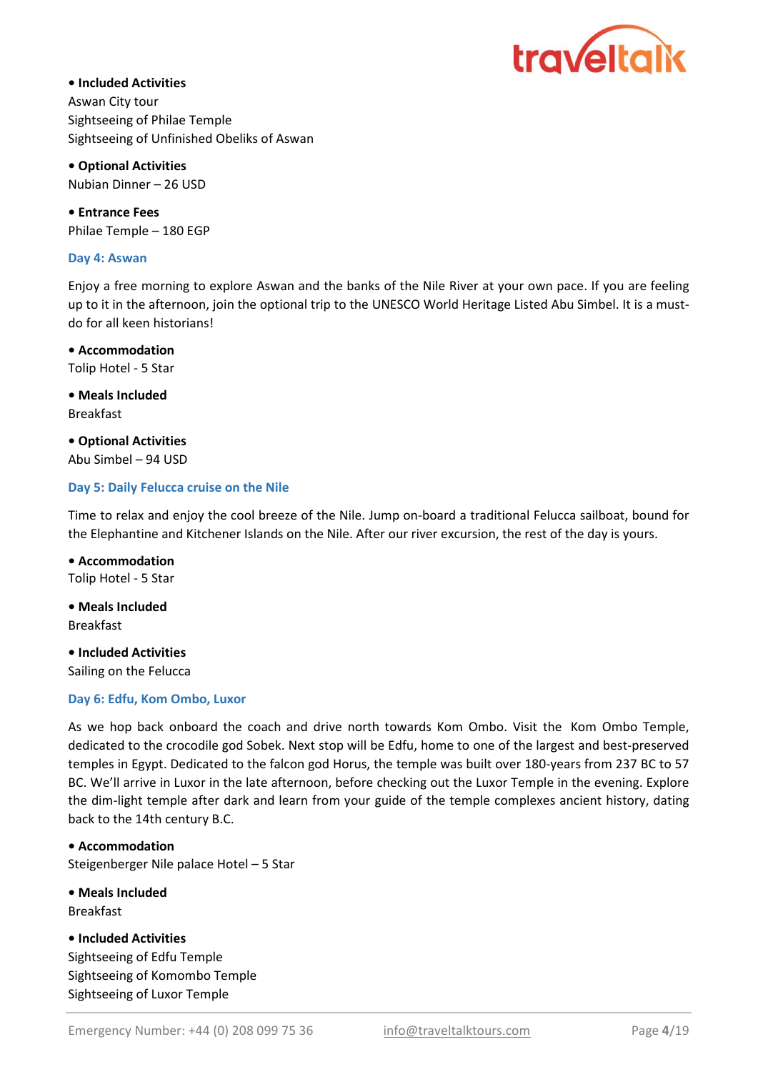- **Included Activities**

Aswan City tour
Sightseeing of Philae Temple
Sightseeing of Unfinished Obeliks of Aswan

- **Optional Activities**

Nubian Dinner – 26 USD

- **Entrance Fees**

Philae Temple – 180 EGP

### Day 4: Aswan

Enjoy a free morning to explore Aswan and the banks of the Nile River at your own pace. If you are feeling up to it in the afternoon, join the optional trip to the UNESCO World Heritage Listed Abu Simbel. It is a must-do for all keen historians!

- **Accommodation**

Tolip Hotel - 5 Star

- **Meals Included**

Breakfast

- **Optional Activities**

Abu Simbel – 94 USD

### Day 5: Daily Felucca cruise on the Nile

Time to relax and enjoy the cool breeze of the Nile. Jump on-board a traditional Felucca sailboat, bound for the Elephantine and Kitchener Islands on the Nile. After our river excursion, the rest of the day is yours.

- **Accommodation**

Tolip Hotel - 5 Star

- **Meals Included**

Breakfast

- **Included Activities**

Sailing on the Felucca

### Day 6: Edfu, Kom Ombo, Luxor

As we hop back onboard the coach and drive north towards Kom Ombo. Visit the Kom Ombo Temple, dedicated to the crocodile god Sobek. Next stop will be Edfu, home to one of the largest and best-preserved temples in Egypt. Dedicated to the falcon god Horus, the temple was built over 180-years from 237 BC to 57 BC. We'll arrive in Luxor in the late afternoon, before checking out the Luxor Temple in the evening. Explore the dim-light temple after dark and learn from your guide of the temple complexes ancient history, dating back to the 14th century B.C.

- **Accommodation**

Steigenberger Nile palace Hotel – 5 Star

- **Meals Included**

Breakfast

- **Included Activities**

Sightseeing of Edfu Temple
Sightseeing of Komombo Temple
Sightseeing of Luxor Temple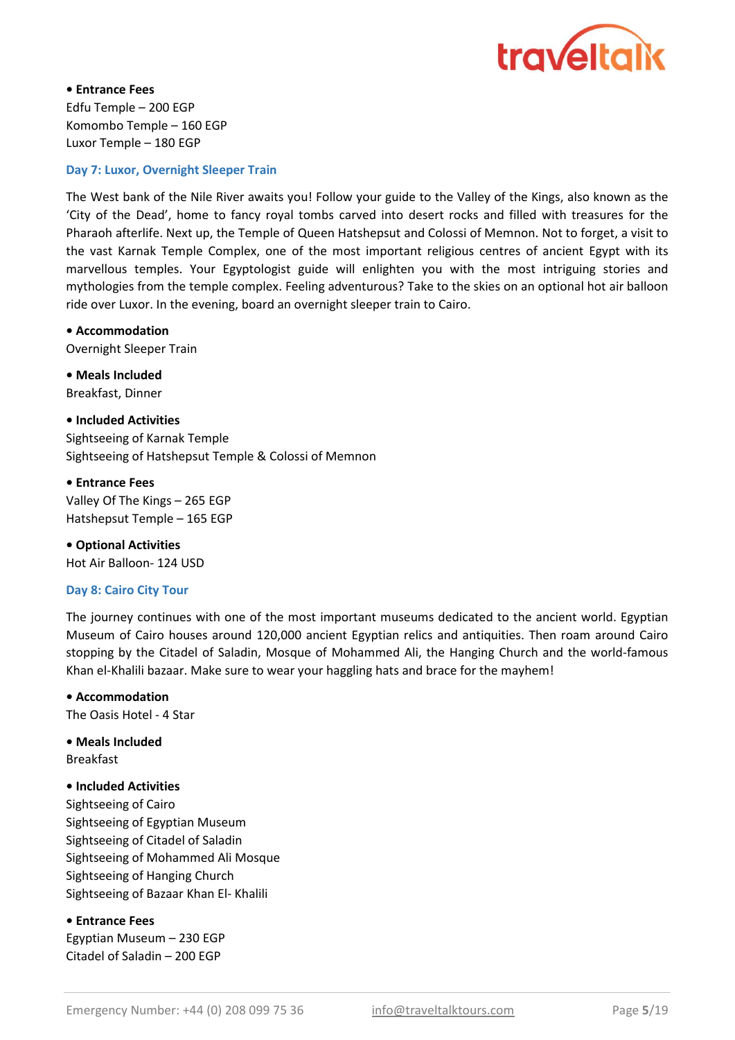- **Entrance Fees**

Edfu Temple – 200 EGP
Komombo Temple – 160 EGP
Luxor Temple – 180 EGP

### Day 7: Luxor, Overnight Sleeper Train

The West bank of the Nile River awaits you! Follow your guide to the Valley of the Kings, also known as the 'City of the Dead', home to fancy royal tombs carved into desert rocks and filled with treasures for the Pharaoh afterlife. Next up, the Temple of Queen Hatshepsut and Colossi of Memnon. Not to forget, a visit to the vast Karnak Temple Complex, one of the most important religious centres of ancient Egypt with its marvellous temples. Your Egyptologist guide will enlighten you with the most intriguing stories and mythologies from the temple complex. Feeling adventurous? Take to the skies on an optional hot air balloon ride over Luxor. In the evening, board an overnight sleeper train to Cairo.

- **Accommodation**

Overnight Sleeper Train

- **Meals Included**

Breakfast, Dinner

- **Included Activities**

Sightseeing of Karnak Temple
Sightseeing of Hatshepsut Temple & Colossi of Memnon

- **Entrance Fees**

Valley Of The Kings – 265 EGP
Hatshepsut Temple – 165 EGP

- **Optional Activities**

Hot Air Balloon- 124 USD

### Day 8: Cairo City Tour

The journey continues with one of the most important museums dedicated to the ancient world. Egyptian Museum of Cairo houses around 120,000 ancient Egyptian relics and antiquities. Then roam around Cairo stopping by the Citadel of Saladin, Mosque of Mohammed Ali, the Hanging Church and the world-famous Khan el-Khalili bazaar. Make sure to wear your haggling hats and brace for the mayhem!

- **Accommodation**

The Oasis Hotel - 4 Star

- **Meals Included**

Breakfast

- **Included Activities**

Sightseeing of Cairo
Sightseeing of Egyptian Museum
Sightseeing of Citadel of Saladin
Sightseeing of Mohammed Ali Mosque
Sightseeing of Hanging Church
Sightseeing of Bazaar Khan El- Khalili

- **Entrance Fees**

Egyptian Museum – 230 EGP
Citadel of Saladin – 200 EGP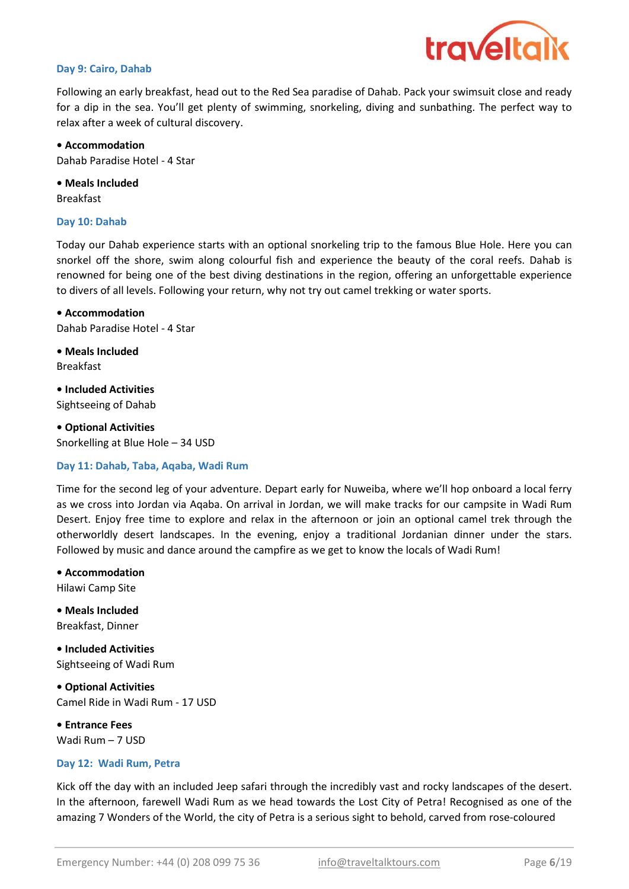### Day 9: Cairo, Dahab

Following an early breakfast, head out to the Red Sea paradise of Dahab. Pack your swimsuit close and ready for a dip in the sea. You'll get plenty of swimming, snorkeling, diving and sunbathing. The perfect way to relax after a week of cultural discovery.

**• Accommodation**
Dahab Paradise Hotel - 4 Star

**• Meals Included**
Breakfast

### Day 10: Dahab

Today our Dahab experience starts with an optional snorkeling trip to the famous Blue Hole. Here you can snorkel off the shore, swim along colourful fish and experience the beauty of the coral reefs. Dahab is renowned for being one of the best diving destinations in the region, offering an unforgettable experience to divers of all levels. Following your return, why not try out camel trekking or water sports.

**• Accommodation**
Dahab Paradise Hotel - 4 Star

**• Meals Included**
Breakfast

**• Included Activities**
Sightseeing of Dahab

**• Optional Activities**
Snorkelling at Blue Hole – 34 USD

### Day 11: Dahab, Taba, Aqaba, Wadi Rum

Time for the second leg of your adventure. Depart early for Nuweiba, where we'll hop onboard a local ferry as we cross into Jordan via Aqaba. On arrival in Jordan, we will make tracks for our campsite in Wadi Rum Desert. Enjoy free time to explore and relax in the afternoon or join an optional camel trek through the otherworldly desert landscapes. In the evening, enjoy a traditional Jordanian dinner under the stars. Followed by music and dance around the campfire as we get to know the locals of Wadi Rum!

**• Accommodation**
Hilawi Camp Site

**• Meals Included**
Breakfast, Dinner

**• Included Activities**
Sightseeing of Wadi Rum

**• Optional Activities**
Camel Ride in Wadi Rum - 17 USD

**• Entrance Fees**
Wadi Rum – 7 USD

### Day 12: Wadi Rum, Petra

Kick off the day with an included Jeep safari through the incredibly vast and rocky landscapes of the desert. In the afternoon, farewell Wadi Rum as we head towards the Lost City of Petra! Recognised as one of the amazing 7 Wonders of the World, the city of Petra is a serious sight to behold, carved from rose-coloured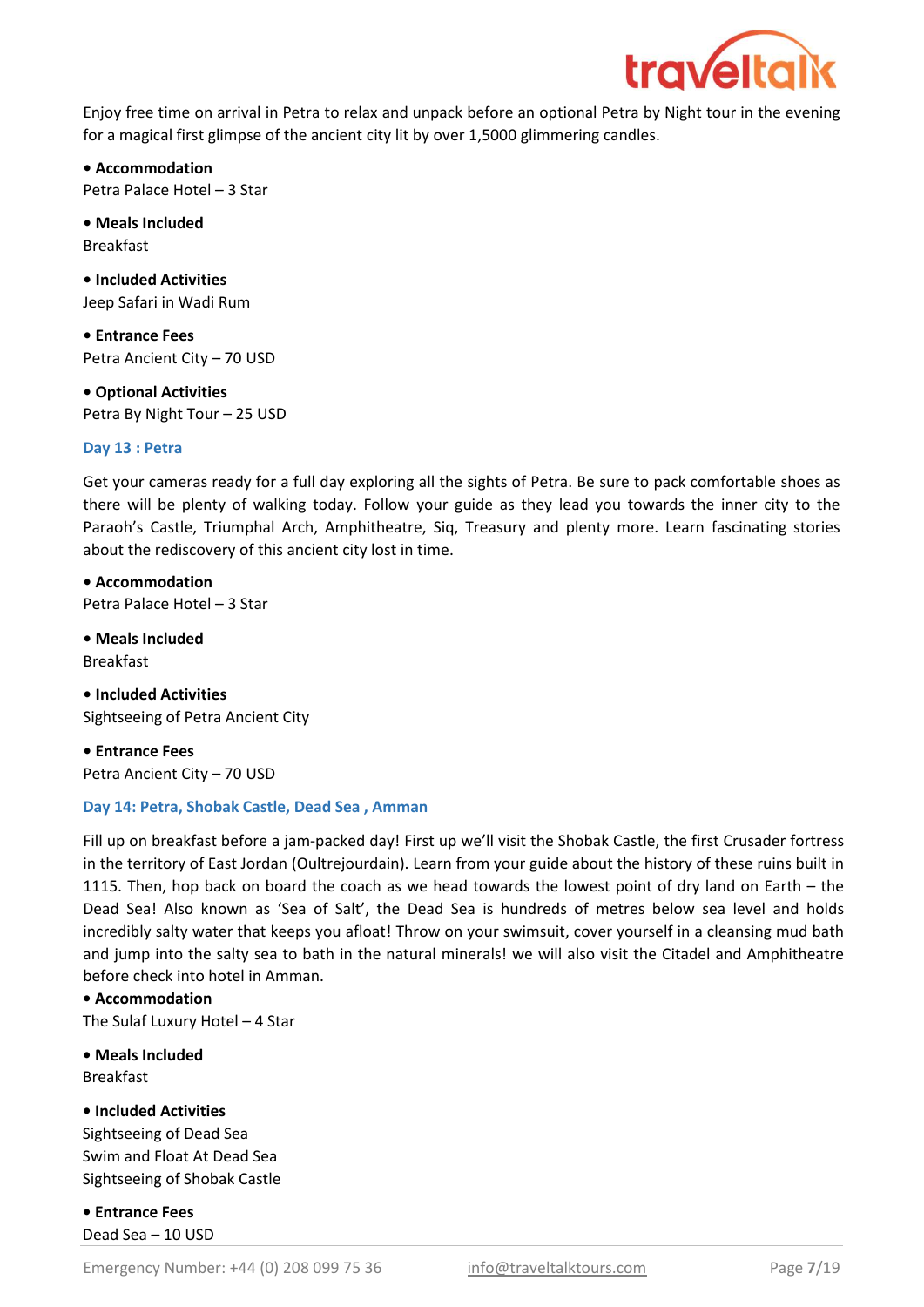Enjoy free time on arrival in Petra to relax and unpack before an optional Petra by Night tour in the evening for a magical first glimpse of the ancient city lit by over 1,5000 glimmering candles.

**• Accommodation**
Petra Palace Hotel – 3 Star

**• Meals Included**
Breakfast

**• Included Activities**
Jeep Safari in Wadi Rum

**• Entrance Fees**
Petra Ancient City – 70 USD

**• Optional Activities**
Petra By Night Tour – 25 USD

### Day 13 : Petra

Get your cameras ready for a full day exploring all the sights of Petra. Be sure to pack comfortable shoes as there will be plenty of walking today. Follow your guide as they lead you towards the inner city to the Paraoh's Castle, Triumphal Arch, Amphitheatre, Siq, Treasury and plenty more. Learn fascinating stories about the rediscovery of this ancient city lost in time.

**• Accommodation**
Petra Palace Hotel – 3 Star

**• Meals Included**
Breakfast

**• Included Activities**
Sightseeing of Petra Ancient City

**• Entrance Fees**
Petra Ancient City – 70 USD

### Day 14: Petra, Shobak Castle, Dead Sea , Amman

Fill up on breakfast before a jam-packed day! First up we'll visit the Shobak Castle, the first Crusader fortress in the territory of East Jordan (Oultrejourdain). Learn from your guide about the history of these ruins built in 1115. Then, hop back on board the coach as we head towards the lowest point of dry land on Earth – the Dead Sea! Also known as 'Sea of Salt', the Dead Sea is hundreds of metres below sea level and holds incredibly salty water that keeps you afloat! Throw on your swimsuit, cover yourself in a cleansing mud bath and jump into the salty sea to bath in the natural minerals! we will also visit the Citadel and Amphitheatre before check into hotel in Amman.

**• Accommodation**
The Sulaf Luxury Hotel – 4 Star

**• Meals Included**
Breakfast

**• Included Activities**
Sightseeing of Dead Sea
Swim and Float At Dead Sea
Sightseeing of Shobak Castle

**• Entrance Fees**
Dead Sea – 10 USD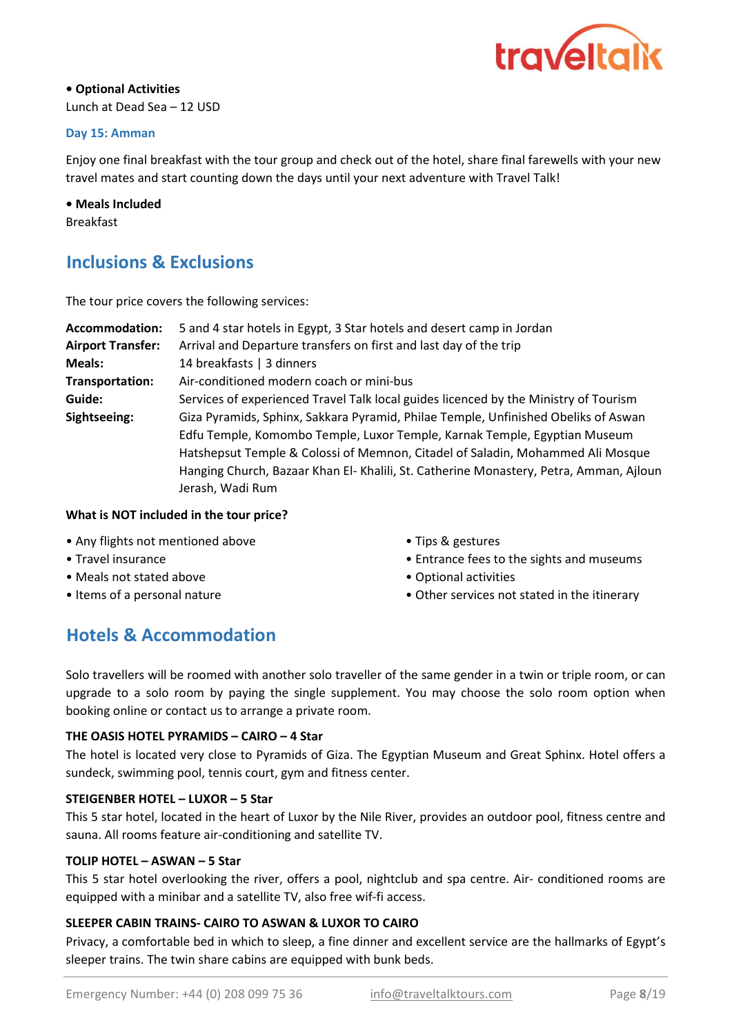**• Optional Activities**
Lunch at Dead Sea – 12 USD

### Day 15: Amman

Enjoy one final breakfast with the tour group and check out of the hotel, share final farewells with your new travel mates and start counting down the days until your next adventure with Travel Talk!

**• Meals Included**
Breakfast

## Inclusions & Exclusions

The tour price covers the following services:

| | |
|---|---|
| **Accommodation:** | 5 and 4 star hotels in Egypt, 3 Star hotels and desert camp in Jordan |
| **Airport Transfer:** | Arrival and Departure transfers on first and last day of the trip |
| **Meals:** | 14 breakfasts \| 3 dinners |
| **Transportation:** | Air-conditioned modern coach or mini-bus |
| **Guide:** | Services of experienced Travel Talk local guides licenced by the Ministry of Tourism |
| **Sightseeing:** | Giza Pyramids, Sphinx, Sakkara Pyramid, Philae Temple, Unfinished Obeliks of Aswan Edfu Temple, Komombo Temple, Luxor Temple, Karnak Temple, Egyptian Museum Hatshepsut Temple & Colossi of Memnon, Citadel of Saladin, Mohammed Ali Mosque Hanging Church, Bazaar Khan El- Khalili, St. Catherine Monastery, Petra, Amman, Ajloun Jerash, Wadi Rum |

**What is NOT included in the tour price?**

- Any flights not mentioned above
- Travel insurance
- Meals not stated above
- Items of a personal nature
- Tips & gestures
- Entrance fees to the sights and museums
- Optional activities
- Other services not stated in the itinerary

## Hotels & Accommodation

Solo travellers will be roomed with another solo traveller of the same gender in a twin or triple room, or can upgrade to a solo room by paying the single supplement. You may choose the solo room option when booking online or contact us to arrange a private room.

**THE OASIS HOTEL PYRAMIDS – CAIRO – 4 Star**
The hotel is located very close to Pyramids of Giza. The Egyptian Museum and Great Sphinx. Hotel offers a sundeck, swimming pool, tennis court, gym and fitness center.

**STEIGENBER HOTEL – LUXOR – 5 Star**
This 5 star hotel, located in the heart of Luxor by the Nile River, provides an outdoor pool, fitness centre and sauna. All rooms feature air-conditioning and satellite TV.

**TOLIP HOTEL – ASWAN – 5 Star**
This 5 star hotel overlooking the river, offers a pool, nightclub and spa centre. Air- conditioned rooms are equipped with a minibar and a satellite TV, also free wif-fi access.

**SLEEPER CABIN TRAINS- CAIRO TO ASWAN & LUXOR TO CAIRO**
Privacy, a comfortable bed in which to sleep, a fine dinner and excellent service are the hallmarks of Egypt's sleeper trains. The twin share cabins are equipped with bunk beds.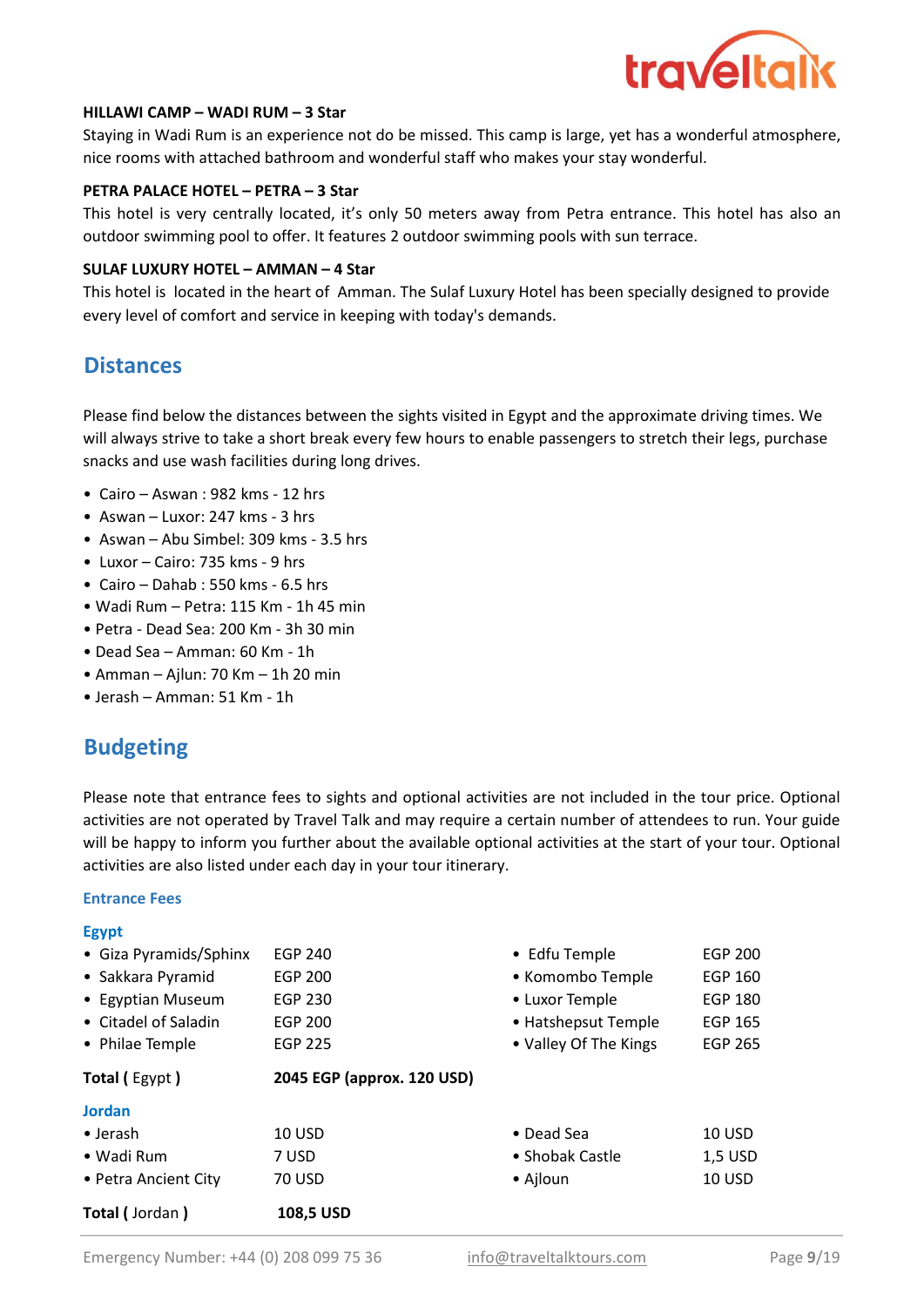**HILLAWI CAMP – WADI RUM – 3 Star**

Staying in Wadi Rum is an experience not do be missed. This camp is large, yet has a wonderful atmosphere, nice rooms with attached bathroom and wonderful staff who makes your stay wonderful.

**PETRA PALACE HOTEL – PETRA – 3 Star**

This hotel is very centrally located, it's only 50 meters away from Petra entrance. This hotel has also an outdoor swimming pool to offer. It features 2 outdoor swimming pools with sun terrace.

**SULAF LUXURY HOTEL – AMMAN – 4 Star**

This hotel is located in the heart of Amman. The Sulaf Luxury Hotel has been specially designed to provide every level of comfort and service in keeping with today's demands.

## Distances

Please find below the distances between the sights visited in Egypt and the approximate driving times. We will always strive to take a short break every few hours to enable passengers to stretch their legs, purchase snacks and use wash facilities during long drives.

- Cairo – Aswan : 982 kms - 12 hrs
- Aswan – Luxor: 247 kms - 3 hrs
- Aswan – Abu Simbel: 309 kms - 3.5 hrs
- Luxor – Cairo: 735 kms - 9 hrs
- Cairo – Dahab : 550 kms - 6.5 hrs
- Wadi Rum – Petra: 115 Km - 1h 45 min
- Petra - Dead Sea: 200 Km - 3h 30 min
- Dead Sea – Amman: 60 Km - 1h
- Amman – Ajlun: 70 Km – 1h 20 min
- Jerash – Amman: 51 Km - 1h

## Budgeting

Please note that entrance fees to sights and optional activities are not included in the tour price. Optional activities are not operated by Travel Talk and may require a certain number of attendees to run. Your guide will be happy to inform you further about the available optional activities at the start of your tour. Optional activities are also listed under each day in your tour itinerary.

### Entrance Fees

#### Egypt

| | | | |
|---|---|---|---|
| • Giza Pyramids/Sphinx | EGP 240 | • Edfu Temple | EGP 200 |
| • Sakkara Pyramid | EGP 200 | • Komombo Temple | EGP 160 |
| • Egyptian Museum | EGP 230 | • Luxor Temple | EGP 180 |
| • Citadel of Saladin | EGP 200 | • Hatshepsut Temple | EGP 165 |
| • Philae Temple | EGP 225 | • Valley Of The Kings | EGP 265 |

**Total (** Egypt **)** **2045 EGP (approx. 120 USD)**

#### Jordan

| | | | |
|---|---|---|---|
| • Jerash | 10 USD | • Dead Sea | 10 USD |
| • Wadi Rum | 7 USD | • Shobak Castle | 1,5 USD |
| • Petra Ancient City | 70 USD | • Ajloun | 10 USD |

**Total (** Jordan **)** **108,5 USD**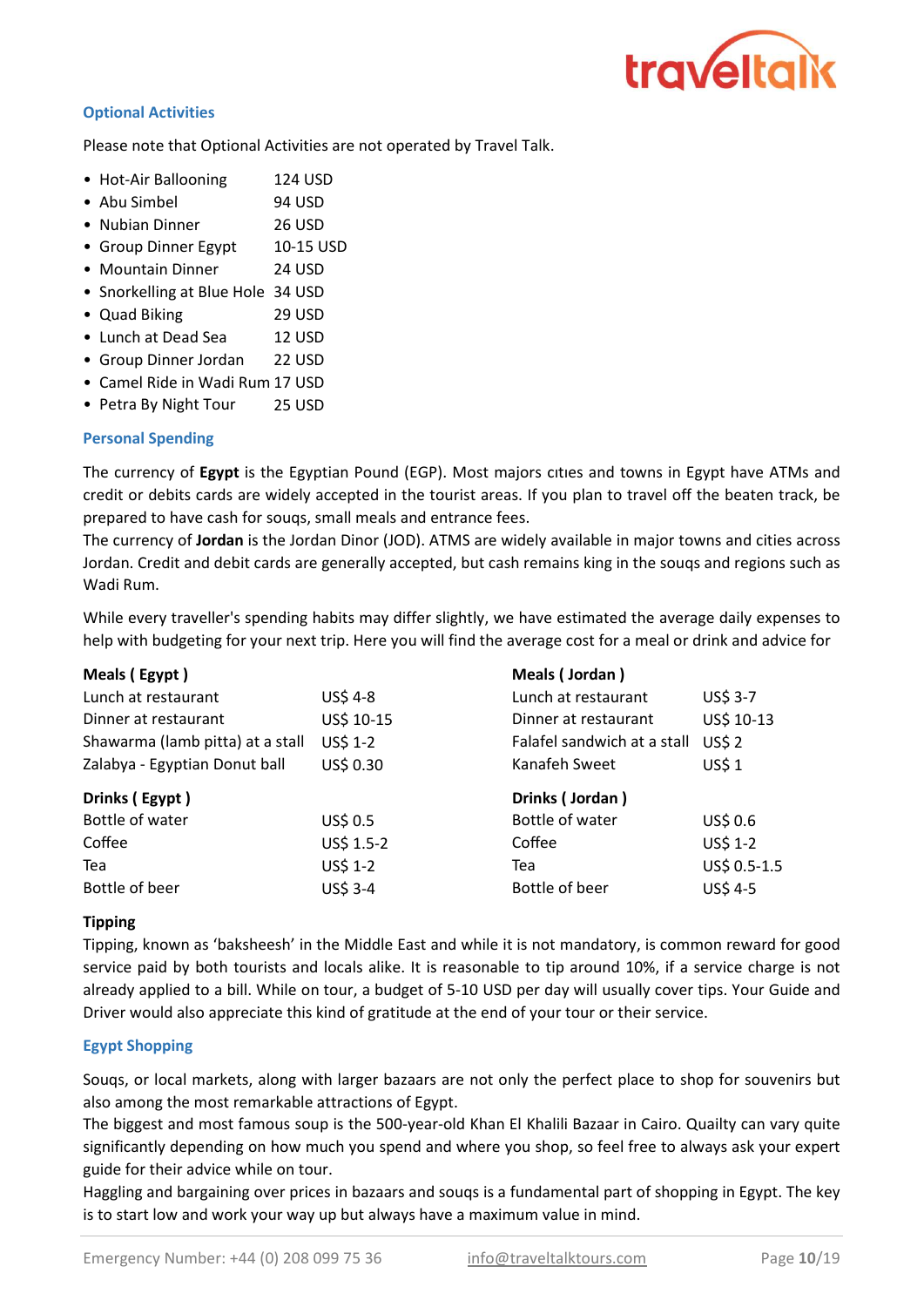## Optional Activities

Please note that Optional Activities are not operated by Travel Talk.

- Hot-Air Ballooning 124 USD
- Abu Simbel 94 USD
- Nubian Dinner 26 USD
- Group Dinner Egypt 10-15 USD
- Mountain Dinner 24 USD
- Snorkelling at Blue Hole 34 USD
- Quad Biking 29 USD
- Lunch at Dead Sea 12 USD
- Group Dinner Jordan 22 USD
- Camel Ride in Wadi Rum 17 USD
- Petra By Night Tour 25 USD

## Personal Spending

The currency of **Egypt** is the Egyptian Pound (EGP). Most majors cıtıes and towns in Egypt have ATMs and credit or debits cards are widely accepted in the tourist areas. If you plan to travel off the beaten track, be prepared to have cash for souqs, small meals and entrance fees.
The currency of **Jordan** is the Jordan Dinor (JOD). ATMS are widely available in major towns and cities across Jordan. Credit and debit cards are generally accepted, but cash remains king in the souqs and regions such as Wadi Rum.

While every traveller's spending habits may differ slightly, we have estimated the average daily expenses to help with budgeting for your next trip. Here you will find the average cost for a meal or drink and advice for

| **Meals ( Egypt )** | | **Meals ( Jordan )** | |
|---|---|---|---|
| Lunch at restaurant | US$ 4-8 | Lunch at restaurant | US$ 3-7 |
| Dinner at restaurant | US$ 10-15 | Dinner at restaurant | US$ 10-13 |
| Shawarma (lamb pitta) at a stall | US$ 1-2 | Falafel sandwich at a stall | US$ 2 |
| Zalabya - Egyptian Donut ball | US$ 0.30 | Kanafeh Sweet | US$ 1 |

| **Drinks ( Egypt )** | | **Drinks ( Jordan )** | |
|---|---|---|---|
| Bottle of water | US$ 0.5 | Bottle of water | US$ 0.6 |
| Coffee | US$ 1.5-2 | Coffee | US$ 1-2 |
| Tea | US$ 1-2 | Tea | US$ 0.5-1.5 |
| Bottle of beer | US$ 3-4 | Bottle of beer | US$ 4-5 |

**Tipping**

Tipping, known as 'baksheesh' in the Middle East and while it is not mandatory, is common reward for good service paid by both tourists and locals alike. It is reasonable to tip around 10%, if a service charge is not already applied to a bill. While on tour, a budget of 5-10 USD per day will usually cover tips. Your Guide and Driver would also appreciate this kind of gratitude at the end of your tour or their service.

## Egypt Shopping

Souqs, or local markets, along with larger bazaars are not only the perfect place to shop for souvenirs but also among the most remarkable attractions of Egypt.
The biggest and most famous soup is the 500-year-old Khan El Khalili Bazaar in Cairo. Quailty can vary quite significantly depending on how much you spend and where you shop, so feel free to always ask your expert guide for their advice while on tour.
Haggling and bargaining over prices in bazaars and souqs is a fundamental part of shopping in Egypt. The key is to start low and work your way up but always have a maximum value in mind.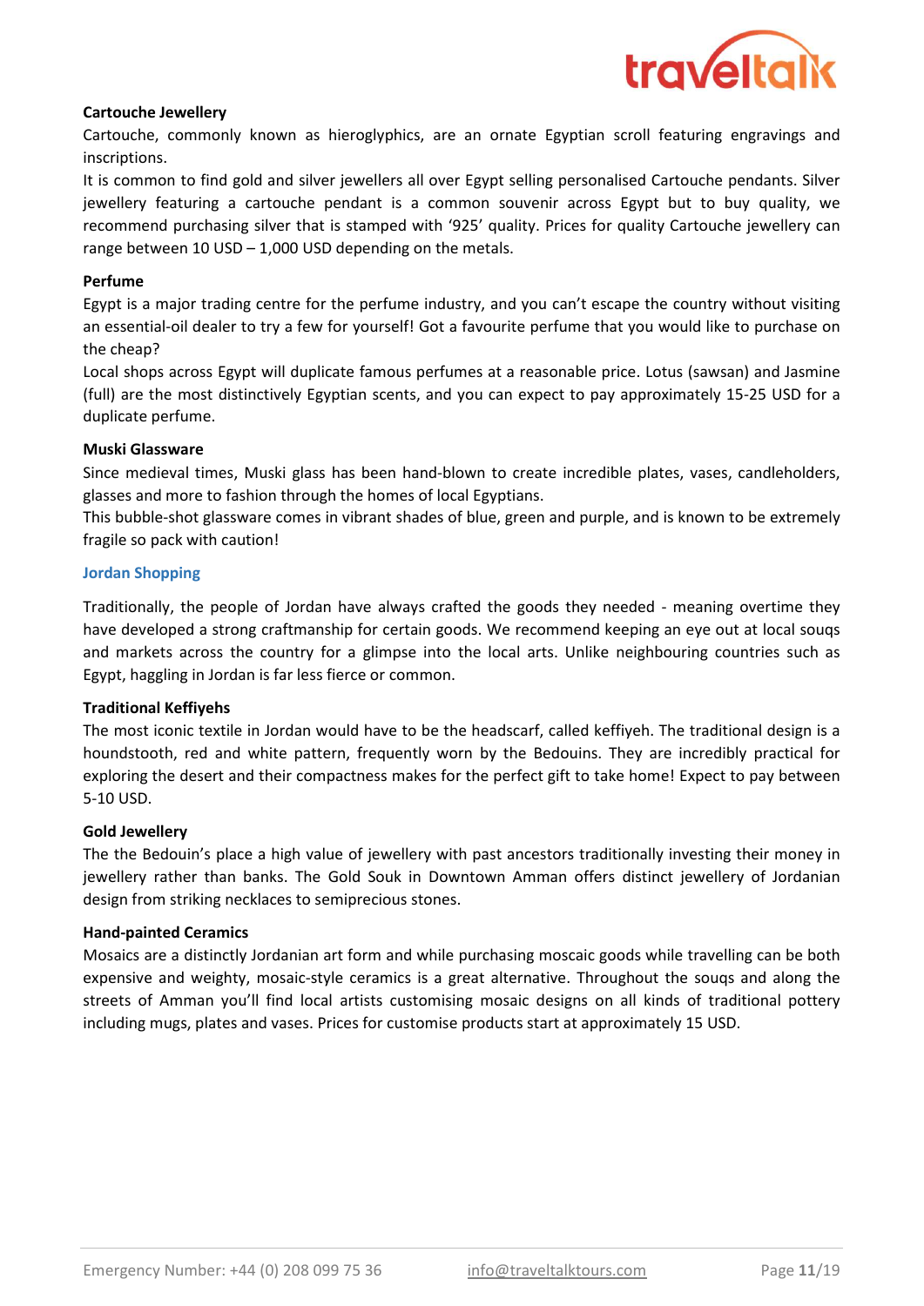**Cartouche Jewellery**

Cartouche, commonly known as hieroglyphics, are an ornate Egyptian scroll featuring engravings and inscriptions.

It is common to find gold and silver jewellers all over Egypt selling personalised Cartouche pendants. Silver jewellery featuring a cartouche pendant is a common souvenir across Egypt but to buy quality, we recommend purchasing silver that is stamped with '925' quality. Prices for quality Cartouche jewellery can range between 10 USD – 1,000 USD depending on the metals.

**Perfume**

Egypt is a major trading centre for the perfume industry, and you can't escape the country without visiting an essential-oil dealer to try a few for yourself! Got a favourite perfume that you would like to purchase on the cheap?

Local shops across Egypt will duplicate famous perfumes at a reasonable price. Lotus (sawsan) and Jasmine (full) are the most distinctively Egyptian scents, and you can expect to pay approximately 15-25 USD for a duplicate perfume.

**Muski Glassware**

Since medieval times, Muski glass has been hand-blown to create incredible plates, vases, candleholders, glasses and more to fashion through the homes of local Egyptians.

This bubble-shot glassware comes in vibrant shades of blue, green and purple, and is known to be extremely fragile so pack with caution!

## Jordan Shopping

Traditionally, the people of Jordan have always crafted the goods they needed - meaning overtime they have developed a strong craftmanship for certain goods. We recommend keeping an eye out at local souqs and markets across the country for a glimpse into the local arts. Unlike neighbouring countries such as Egypt, haggling in Jordan is far less fierce or common.

**Traditional Keffiyehs**

The most iconic textile in Jordan would have to be the headscarf, called keffiyeh. The traditional design is a houndstooth, red and white pattern, frequently worn by the Bedouins. They are incredibly practical for exploring the desert and their compactness makes for the perfect gift to take home! Expect to pay between 5-10 USD.

**Gold Jewellery**

The the Bedouin's place a high value of jewellery with past ancestors traditionally investing their money in jewellery rather than banks. The Gold Souk in Downtown Amman offers distinct jewellery of Jordanian design from striking necklaces to semiprecious stones.

**Hand-painted Ceramics**

Mosaics are a distinctly Jordanian art form and while purchasing moscaic goods while travelling can be both expensive and weighty, mosaic-style ceramics is a great alternative. Throughout the souqs and along the streets of Amman you'll find local artists customising mosaic designs on all kinds of traditional pottery including mugs, plates and vases. Prices for customise products start at approximately 15 USD.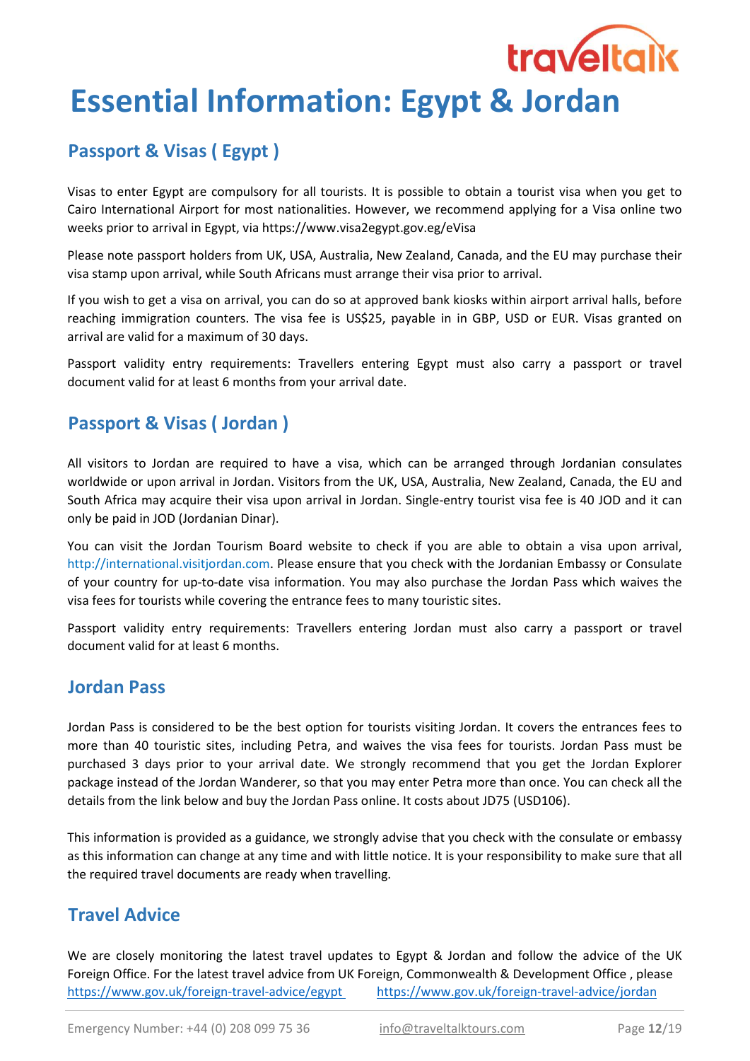# Essential Information: Egypt & Jordan

## Passport & Visas ( Egypt )

Visas to enter Egypt are compulsory for all tourists. It is possible to obtain a tourist visa when you get to Cairo International Airport for most nationalities. However, we recommend applying for a Visa online two weeks prior to arrival in Egypt, via https://www.visa2egypt.gov.eg/eVisa

Please note passport holders from UK, USA, Australia, New Zealand, Canada, and the EU may purchase their visa stamp upon arrival, while South Africans must arrange their visa prior to arrival.

If you wish to get a visa on arrival, you can do so at approved bank kiosks within airport arrival halls, before reaching immigration counters. The visa fee is US$25, payable in in GBP, USD or EUR. Visas granted on arrival are valid for a maximum of 30 days.

Passport validity entry requirements: Travellers entering Egypt must also carry a passport or travel document valid for at least 6 months from your arrival date.

## Passport & Visas ( Jordan )

All visitors to Jordan are required to have a visa, which can be arranged through Jordanian consulates worldwide or upon arrival in Jordan. Visitors from the UK, USA, Australia, New Zealand, Canada, the EU and South Africa may acquire their visa upon arrival in Jordan. Single-entry tourist visa fee is 40 JOD and it can only be paid in JOD (Jordanian Dinar).

You can visit the Jordan Tourism Board website to check if you are able to obtain a visa upon arrival, http://international.visitjordan.com. Please ensure that you check with the Jordanian Embassy or Consulate of your country for up-to-date visa information. You may also purchase the Jordan Pass which waives the visa fees for tourists while covering the entrance fees to many touristic sites.

Passport validity entry requirements: Travellers entering Jordan must also carry a passport or travel document valid for at least 6 months.

## Jordan Pass

Jordan Pass is considered to be the best option for tourists visiting Jordan. It covers the entrances fees to more than 40 touristic sites, including Petra, and waives the visa fees for tourists. Jordan Pass must be purchased 3 days prior to your arrival date. We strongly recommend that you get the Jordan Explorer package instead of the Jordan Wanderer, so that you may enter Petra more than once. You can check all the details from the link below and buy the Jordan Pass online. It costs about JD75 (USD106).

This information is provided as a guidance, we strongly advise that you check with the consulate or embassy as this information can change at any time and with little notice. It is your responsibility to make sure that all the required travel documents are ready when travelling.

## Travel Advice

We are closely monitoring the latest travel updates to Egypt & Jordan and follow the advice of the UK Foreign Office. For the latest travel advice from UK Foreign, Commonwealth & Development Office , please https://www.gov.uk/foreign-travel-advice/egypt https://www.gov.uk/foreign-travel-advice/jordan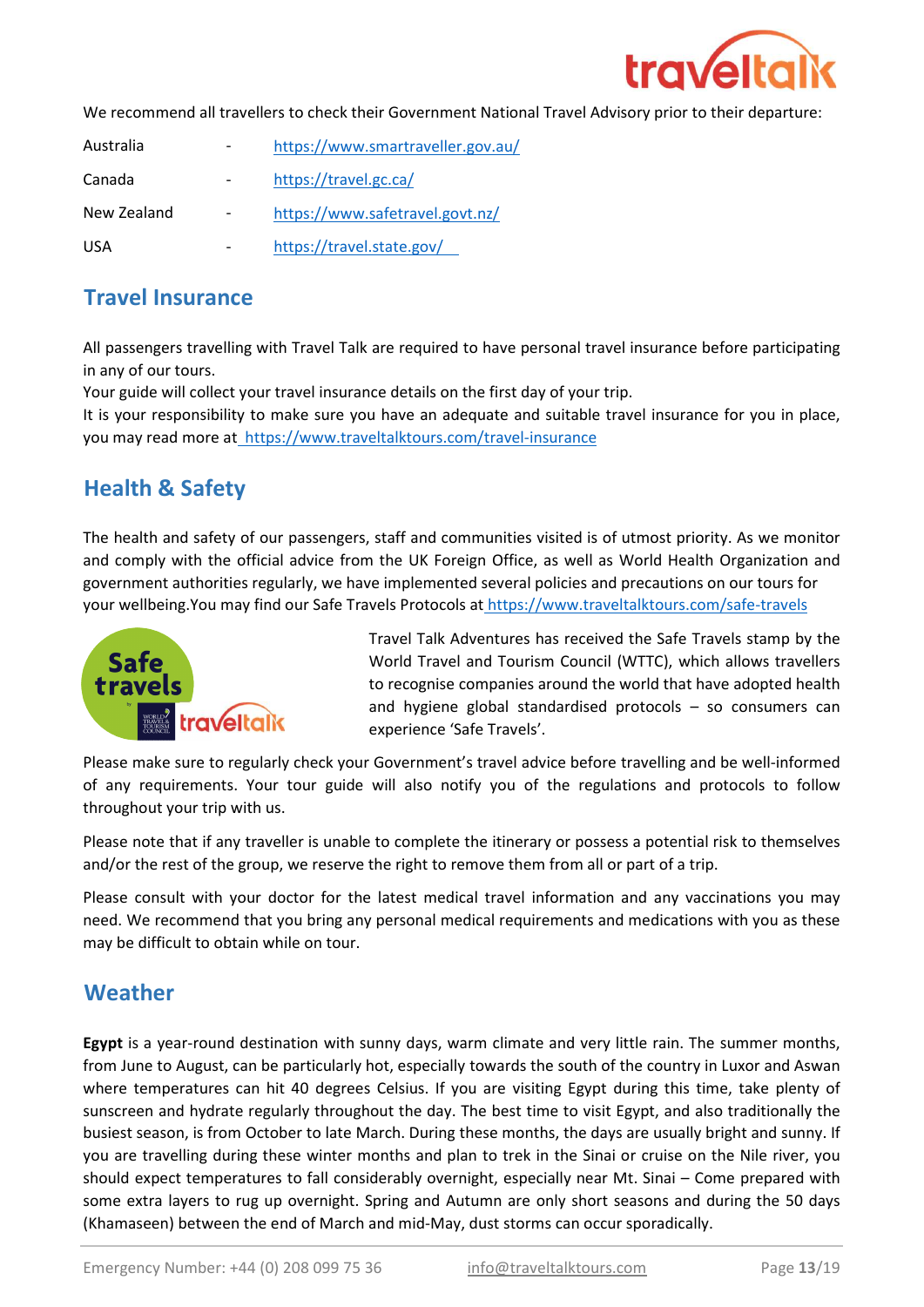We recommend all travellers to check their Government National Travel Advisory prior to their departure:

| | | |
|---|---|---|
| Australia | - | https://www.smartraveller.gov.au/ |
| Canada | - | https://travel.gc.ca/ |
| New Zealand | - | https://www.safetravel.govt.nz/ |
| USA | - | https://travel.state.gov/ |

## Travel Insurance

All passengers travelling with Travel Talk are required to have personal travel insurance before participating in any of our tours.
Your guide will collect your travel insurance details on the first day of your trip.
It is your responsibility to make sure you have an adequate and suitable travel insurance for you in place, you may read more at https://www.traveltalktours.com/travel-insurance

## Health & Safety

The health and safety of our passengers, staff and communities visited is of utmost priority. As we monitor and comply with the official advice from the UK Foreign Office, as well as World Health Organization and government authorities regularly, we have implemented several policies and precautions on our tours for your wellbeing.You may find our Safe Travels Protocols at https://www.traveltalktours.com/safe-travels

Travel Talk Adventures has received the Safe Travels stamp by the World Travel and Tourism Council (WTTC), which allows travellers to recognise companies around the world that have adopted health and hygiene global standardised protocols – so consumers can experience 'Safe Travels'.

Please make sure to regularly check your Government's travel advice before travelling and be well-informed of any requirements. Your tour guide will also notify you of the regulations and protocols to follow throughout your trip with us.

Please note that if any traveller is unable to complete the itinerary or possess a potential risk to themselves and/or the rest of the group, we reserve the right to remove them from all or part of a trip.

Please consult with your doctor for the latest medical travel information and any vaccinations you may need. We recommend that you bring any personal medical requirements and medications with you as these may be difficult to obtain while on tour.

## Weather

**Egypt** is a year-round destination with sunny days, warm climate and very little rain. The summer months, from June to August, can be particularly hot, especially towards the south of the country in Luxor and Aswan where temperatures can hit 40 degrees Celsius. If you are visiting Egypt during this time, take plenty of sunscreen and hydrate regularly throughout the day. The best time to visit Egypt, and also traditionally the busiest season, is from October to late March. During these months, the days are usually bright and sunny. If you are travelling during these winter months and plan to trek in the Sinai or cruise on the Nile river, you should expect temperatures to fall considerably overnight, especially near Mt. Sinai – Come prepared with some extra layers to rug up overnight. Spring and Autumn are only short seasons and during the 50 days (Khamaseen) between the end of March and mid-May, dust storms can occur sporadically.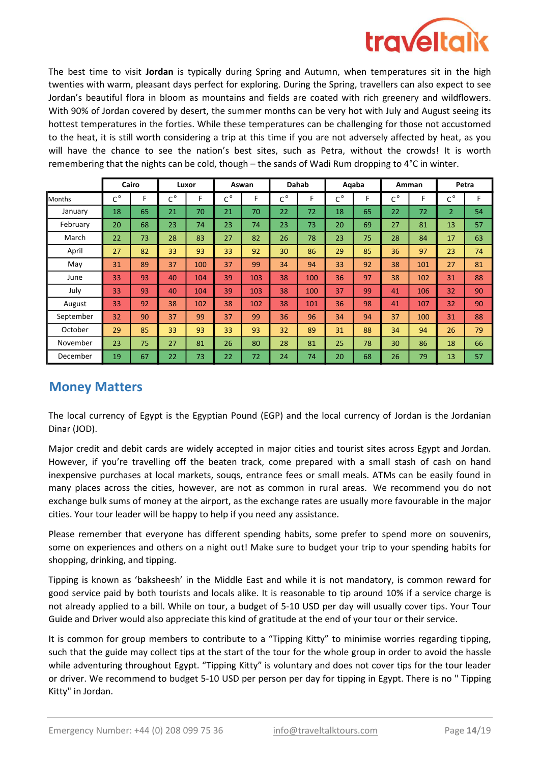The best time to visit **Jordan** is typically during Spring and Autumn, when temperatures sit in the high twenties with warm, pleasant days perfect for exploring. During the Spring, travellers can also expect to see Jordan's beautiful flora in bloom as mountains and fields are coated with rich greenery and wildflowers. With 90% of Jordan covered by desert, the summer months can be very hot with July and August seeing its hottest temperatures in the forties. While these temperatures can be challenging for those not accustomed to the heat, it is still worth considering a trip at this time if you are not adversely affected by heat, as you will have the chance to see the nation's best sites, such as Petra, without the crowds! It is worth remembering that the nights can be cold, though – the sands of Wadi Rum dropping to 4°C in winter.

| | Cairo | | Luxor | | Aswan | | Dahab | | Aqaba | | Amman | | Petra | |
|---|---|---|---|---|---|---|---|---|---|---|---|---|---|---|
| Months | C° | F | C° | F | C° | F | C° | F | C° | F | C° | F | C° | F |
| January | 18 | 65 | 21 | 70 | 21 | 70 | 22 | 72 | 18 | 65 | 22 | 72 | 2 | 54 |
| February | 20 | 68 | 23 | 74 | 23 | 74 | 23 | 73 | 20 | 69 | 27 | 81 | 13 | 57 |
| March | 22 | 73 | 28 | 83 | 27 | 82 | 26 | 78 | 23 | 75 | 28 | 84 | 17 | 63 |
| April | 27 | 82 | 33 | 93 | 33 | 92 | 30 | 86 | 29 | 85 | 36 | 97 | 23 | 74 |
| May | 31 | 89 | 37 | 100 | 37 | 99 | 34 | 94 | 33 | 92 | 38 | 101 | 27 | 81 |
| June | 33 | 93 | 40 | 104 | 39 | 103 | 38 | 100 | 36 | 97 | 38 | 102 | 31 | 88 |
| July | 33 | 93 | 40 | 104 | 39 | 103 | 38 | 100 | 37 | 99 | 41 | 106 | 32 | 90 |
| August | 33 | 92 | 38 | 102 | 38 | 102 | 38 | 101 | 36 | 98 | 41 | 107 | 32 | 90 |
| September | 32 | 90 | 37 | 99 | 37 | 99 | 36 | 96 | 34 | 94 | 37 | 100 | 31 | 88 |
| October | 29 | 85 | 33 | 93 | 33 | 93 | 32 | 89 | 31 | 88 | 34 | 94 | 26 | 79 |
| November | 23 | 75 | 27 | 81 | 26 | 80 | 28 | 81 | 25 | 78 | 30 | 86 | 18 | 66 |
| December | 19 | 67 | 22 | 73 | 22 | 72 | 24 | 74 | 20 | 68 | 26 | 79 | 13 | 57 |

## Money Matters

The local currency of Egypt is the Egyptian Pound (EGP) and the local currency of Jordan is the Jordanian Dinar (JOD).

Major credit and debit cards are widely accepted in major cities and tourist sites across Egypt and Jordan. However, if you're travelling off the beaten track, come prepared with a small stash of cash on hand inexpensive purchases at local markets, souqs, entrance fees or small meals. ATMs can be easily found in many places across the cities, however, are not as common in rural areas. We recommend you do not exchange bulk sums of money at the airport, as the exchange rates are usually more favourable in the major cities. Your tour leader will be happy to help if you need any assistance.

Please remember that everyone has different spending habits, some prefer to spend more on souvenirs, some on experiences and others on a night out! Make sure to budget your trip to your spending habits for shopping, drinking, and tipping.

Tipping is known as 'baksheesh' in the Middle East and while it is not mandatory, is common reward for good service paid by both tourists and locals alike. It is reasonable to tip around 10% if a service charge is not already applied to a bill. While on tour, a budget of 5-10 USD per day will usually cover tips. Your Tour Guide and Driver would also appreciate this kind of gratitude at the end of your tour or their service.

It is common for group members to contribute to a "Tipping Kitty" to minimise worries regarding tipping, such that the guide may collect tips at the start of the tour for the whole group in order to avoid the hassle while adventuring throughout Egypt. "Tipping Kitty" is voluntary and does not cover tips for the tour leader or driver. We recommend to budget 5-10 USD per person per day for tipping in Egypt. There is no " Tipping Kitty" in Jordan.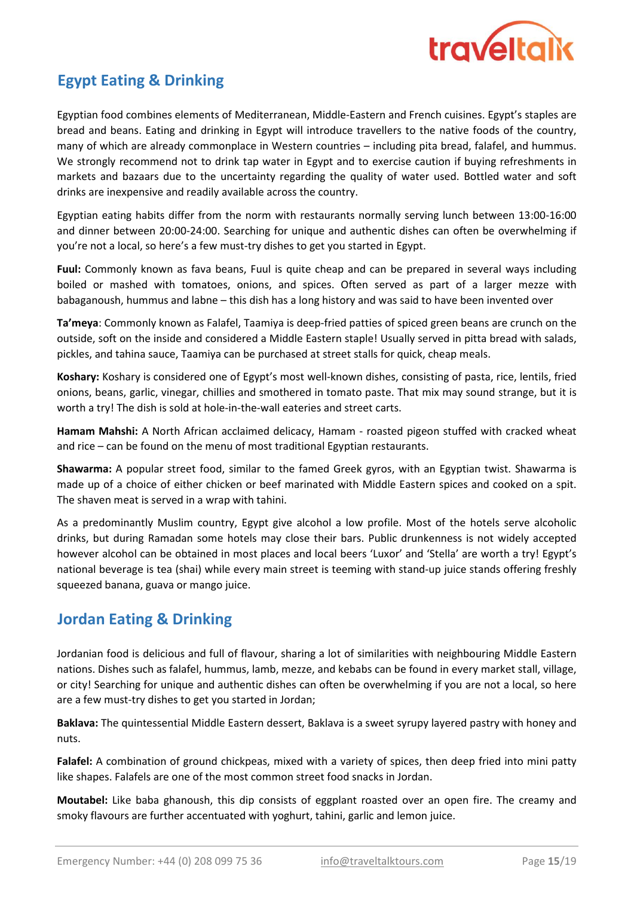## Egypt Eating & Drinking

Egyptian food combines elements of Mediterranean, Middle-Eastern and French cuisines. Egypt's staples are bread and beans. Eating and drinking in Egypt will introduce travellers to the native foods of the country, many of which are already commonplace in Western countries – including pita bread, falafel, and hummus. We strongly recommend not to drink tap water in Egypt and to exercise caution if buying refreshments in markets and bazaars due to the uncertainty regarding the quality of water used. Bottled water and soft drinks are inexpensive and readily available across the country.

Egyptian eating habits differ from the norm with restaurants normally serving lunch between 13:00-16:00 and dinner between 20:00-24:00. Searching for unique and authentic dishes can often be overwhelming if you're not a local, so here's a few must-try dishes to get you started in Egypt.

**Fuul:** Commonly known as fava beans, Fuul is quite cheap and can be prepared in several ways including boiled or mashed with tomatoes, onions, and spices. Often served as part of a larger mezze with babaganoush, hummus and labne – this dish has a long history and was said to have been invented over

**Ta'meya**: Commonly known as Falafel, Taamiya is deep-fried patties of spiced green beans are crunch on the outside, soft on the inside and considered a Middle Eastern staple! Usually served in pitta bread with salads, pickles, and tahina sauce, Taamiya can be purchased at street stalls for quick, cheap meals.

**Koshary:** Koshary is considered one of Egypt's most well-known dishes, consisting of pasta, rice, lentils, fried onions, beans, garlic, vinegar, chillies and smothered in tomato paste. That mix may sound strange, but it is worth a try! The dish is sold at hole-in-the-wall eateries and street carts.

**Hamam Mahshi:** A North African acclaimed delicacy, Hamam - roasted pigeon stuffed with cracked wheat and rice – can be found on the menu of most traditional Egyptian restaurants.

**Shawarma:** A popular street food, similar to the famed Greek gyros, with an Egyptian twist. Shawarma is made up of a choice of either chicken or beef marinated with Middle Eastern spices and cooked on a spit. The shaven meat is served in a wrap with tahini.

As a predominantly Muslim country, Egypt give alcohol a low profile. Most of the hotels serve alcoholic drinks, but during Ramadan some hotels may close their bars. Public drunkenness is not widely accepted however alcohol can be obtained in most places and local beers 'Luxor' and 'Stella' are worth a try! Egypt's national beverage is tea (shai) while every main street is teeming with stand-up juice stands offering freshly squeezed banana, guava or mango juice.

## Jordan Eating & Drinking

Jordanian food is delicious and full of flavour, sharing a lot of similarities with neighbouring Middle Eastern nations. Dishes such as falafel, hummus, lamb, mezze, and kebabs can be found in every market stall, village, or city! Searching for unique and authentic dishes can often be overwhelming if you are not a local, so here are a few must-try dishes to get you started in Jordan;

**Baklava:** The quintessential Middle Eastern dessert, Baklava is a sweet syrupy layered pastry with honey and nuts.

**Falafel:** A combination of ground chickpeas, mixed with a variety of spices, then deep fried into mini patty like shapes. Falafels are one of the most common street food snacks in Jordan.

**Moutabel:** Like baba ghanoush, this dip consists of eggplant roasted over an open fire. The creamy and smoky flavours are further accentuated with yoghurt, tahini, garlic and lemon juice.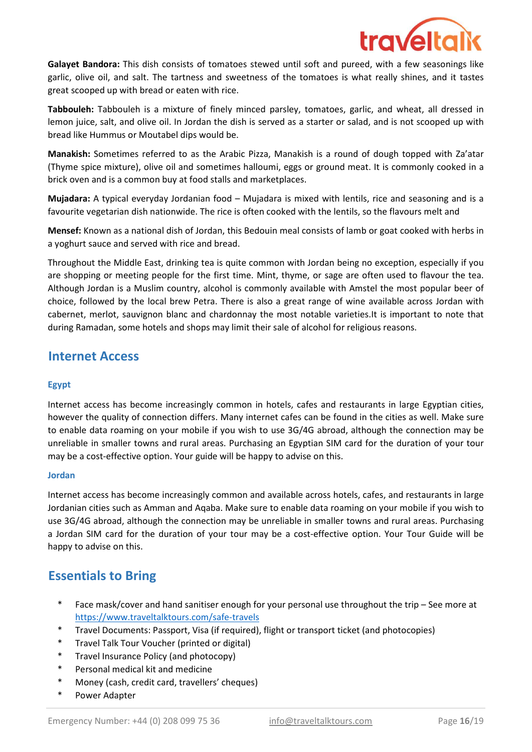**Galayet Bandora:** This dish consists of tomatoes stewed until soft and pureed, with a few seasonings like garlic, olive oil, and salt. The tartness and sweetness of the tomatoes is what really shines, and it tastes great scooped up with bread or eaten with rice.

**Tabbouleh:** Tabbouleh is a mixture of finely minced parsley, tomatoes, garlic, and wheat, all dressed in lemon juice, salt, and olive oil. In Jordan the dish is served as a starter or salad, and is not scooped up with bread like Hummus or Moutabel dips would be.

**Manakish:** Sometimes referred to as the Arabic Pizza, Manakish is a round of dough topped with Za'atar (Thyme spice mixture), olive oil and sometimes halloumi, eggs or ground meat. It is commonly cooked in a brick oven and is a common buy at food stalls and marketplaces.

**Mujadara:** A typical everyday Jordanian food – Mujadara is mixed with lentils, rice and seasoning and is a favourite vegetarian dish nationwide. The rice is often cooked with the lentils, so the flavours melt and

**Mensef:** Known as a national dish of Jordan, this Bedouin meal consists of lamb or goat cooked with herbs in a yoghurt sauce and served with rice and bread.

Throughout the Middle East, drinking tea is quite common with Jordan being no exception, especially if you are shopping or meeting people for the first time. Mint, thyme, or sage are often used to flavour the tea. Although Jordan is a Muslim country, alcohol is commonly available with Amstel the most popular beer of choice, followed by the local brew Petra. There is also a great range of wine available across Jordan with cabernet, merlot, sauvignon blanc and chardonnay the most notable varieties.It is important to note that during Ramadan, some hotels and shops may limit their sale of alcohol for religious reasons.

## Internet Access

### Egypt

Internet access has become increasingly common in hotels, cafes and restaurants in large Egyptian cities, however the quality of connection differs. Many internet cafes can be found in the cities as well. Make sure to enable data roaming on your mobile if you wish to use 3G/4G abroad, although the connection may be unreliable in smaller towns and rural areas. Purchasing an Egyptian SIM card for the duration of your tour may be a cost-effective option. Your guide will be happy to advise on this.

### Jordan

Internet access has become increasingly common and available across hotels, cafes, and restaurants in large Jordanian cities such as Amman and Aqaba. Make sure to enable data roaming on your mobile if you wish to use 3G/4G abroad, although the connection may be unreliable in smaller towns and rural areas. Purchasing a Jordan SIM card for the duration of your tour may be a cost-effective option. Your Tour Guide will be happy to advise on this.

## Essentials to Bring

* Face mask/cover and hand sanitiser enough for your personal use throughout the trip – See more at https://www.traveltalktours.com/safe-travels
* Travel Documents: Passport, Visa (if required), flight or transport ticket (and photocopies)
* Travel Talk Tour Voucher (printed or digital)
* Travel Insurance Policy (and photocopy)
* Personal medical kit and medicine
* Money (cash, credit card, travellers' cheques)
* Power Adapter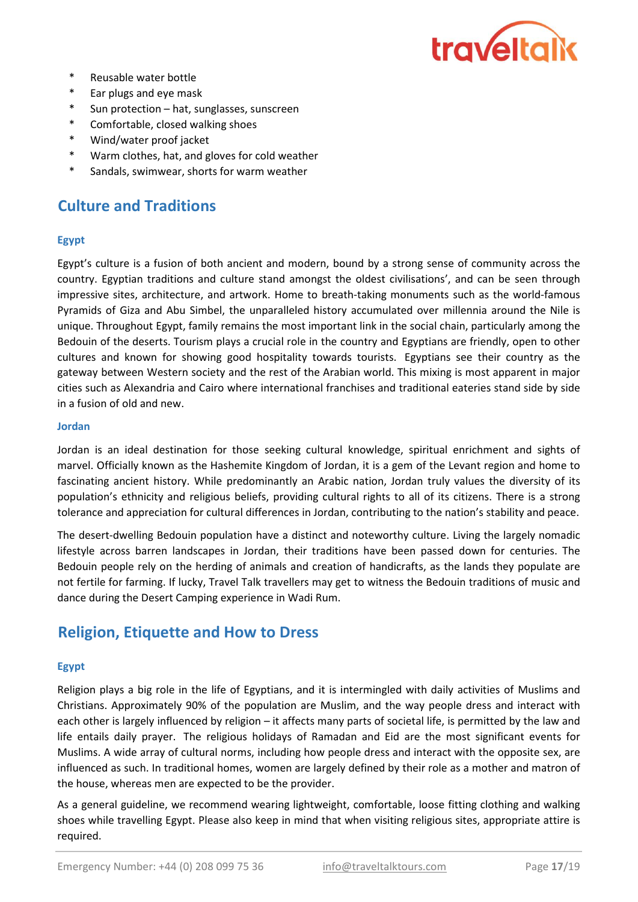* Reusable water bottle
* Ear plugs and eye mask
* Sun protection – hat, sunglasses, sunscreen
* Comfortable, closed walking shoes
* Wind/water proof jacket
* Warm clothes, hat, and gloves for cold weather
* Sandals, swimwear, shorts for warm weather

## Culture and Traditions

### Egypt

Egypt's culture is a fusion of both ancient and modern, bound by a strong sense of community across the country. Egyptian traditions and culture stand amongst the oldest civilisations', and can be seen through impressive sites, architecture, and artwork. Home to breath-taking monuments such as the world-famous Pyramids of Giza and Abu Simbel, the unparalleled history accumulated over millennia around the Nile is unique. Throughout Egypt, family remains the most important link in the social chain, particularly among the Bedouin of the deserts. Tourism plays a crucial role in the country and Egyptians are friendly, open to other cultures and known for showing good hospitality towards tourists. Egyptians see their country as the gateway between Western society and the rest of the Arabian world. This mixing is most apparent in major cities such as Alexandria and Cairo where international franchises and traditional eateries stand side by side in a fusion of old and new.

### Jordan

Jordan is an ideal destination for those seeking cultural knowledge, spiritual enrichment and sights of marvel. Officially known as the Hashemite Kingdom of Jordan, it is a gem of the Levant region and home to fascinating ancient history. While predominantly an Arabic nation, Jordan truly values the diversity of its population's ethnicity and religious beliefs, providing cultural rights to all of its citizens. There is a strong tolerance and appreciation for cultural differences in Jordan, contributing to the nation's stability and peace.

The desert-dwelling Bedouin population have a distinct and noteworthy culture. Living the largely nomadic lifestyle across barren landscapes in Jordan, their traditions have been passed down for centuries. The Bedouin people rely on the herding of animals and creation of handicrafts, as the lands they populate are not fertile for farming. If lucky, Travel Talk travellers may get to witness the Bedouin traditions of music and dance during the Desert Camping experience in Wadi Rum.

## Religion, Etiquette and How to Dress

### Egypt

Religion plays a big role in the life of Egyptians, and it is intermingled with daily activities of Muslims and Christians. Approximately 90% of the population are Muslim, and the way people dress and interact with each other is largely influenced by religion – it affects many parts of societal life, is permitted by the law and life entails daily prayer. The religious holidays of Ramadan and Eid are the most significant events for Muslims. A wide array of cultural norms, including how people dress and interact with the opposite sex, are influenced as such. In traditional homes, women are largely defined by their role as a mother and matron of the house, whereas men are expected to be the provider.

As a general guideline, we recommend wearing lightweight, comfortable, loose fitting clothing and walking shoes while travelling Egypt. Please also keep in mind that when visiting religious sites, appropriate attire is required.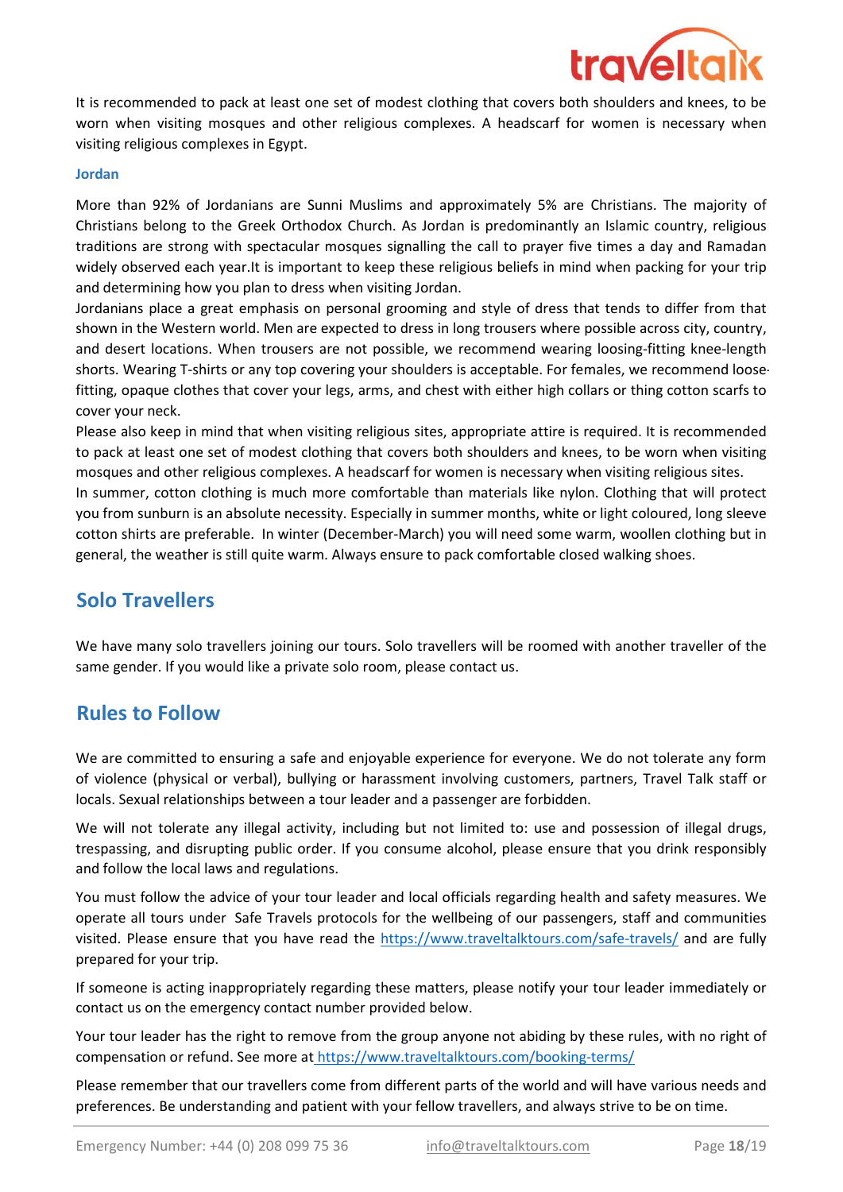It is recommended to pack at least one set of modest clothing that covers both shoulders and knees, to be worn when visiting mosques and other religious complexes. A headscarf for women is necessary when visiting religious complexes in Egypt.

### Jordan

More than 92% of Jordanians are Sunni Muslims and approximately 5% are Christians. The majority of Christians belong to the Greek Orthodox Church. As Jordan is predominantly an Islamic country, religious traditions are strong with spectacular mosques signalling the call to prayer five times a day and Ramadan widely observed each year.It is important to keep these religious beliefs in mind when packing for your trip and determining how you plan to dress when visiting Jordan.

Jordanians place a great emphasis on personal grooming and style of dress that tends to differ from that shown in the Western world. Men are expected to dress in long trousers where possible across city, country, and desert locations. When trousers are not possible, we recommend wearing loosing-fitting knee-length shorts. Wearing T-shirts or any top covering your shoulders is acceptable. For females, we recommend loose-fitting, opaque clothes that cover your legs, arms, and chest with either high collars or thing cotton scarfs to cover your neck.

Please also keep in mind that when visiting religious sites, appropriate attire is required. It is recommended to pack at least one set of modest clothing that covers both shoulders and knees, to be worn when visiting mosques and other religious complexes. A headscarf for women is necessary when visiting religious sites.

In summer, cotton clothing is much more comfortable than materials like nylon. Clothing that will protect you from sunburn is an absolute necessity. Especially in summer months, white or light coloured, long sleeve cotton shirts are preferable. In winter (December-March) you will need some warm, woollen clothing but in general, the weather is still quite warm. Always ensure to pack comfortable closed walking shoes.

## Solo Travellers

We have many solo travellers joining our tours. Solo travellers will be roomed with another traveller of the same gender. If you would like a private solo room, please contact us.

## Rules to Follow

We are committed to ensuring a safe and enjoyable experience for everyone. We do not tolerate any form of violence (physical or verbal), bullying or harassment involving customers, partners, Travel Talk staff or locals. Sexual relationships between a tour leader and a passenger are forbidden.

We will not tolerate any illegal activity, including but not limited to: use and possession of illegal drugs, trespassing, and disrupting public order. If you consume alcohol, please ensure that you drink responsibly and follow the local laws and regulations.

You must follow the advice of your tour leader and local officials regarding health and safety measures. We operate all tours under Safe Travels protocols for the wellbeing of our passengers, staff and communities visited. Please ensure that you have read the https://www.traveltalktours.com/safe-travels/ and are fully prepared for your trip.

If someone is acting inappropriately regarding these matters, please notify your tour leader immediately or contact us on the emergency contact number provided below.

Your tour leader has the right to remove from the group anyone not abiding by these rules, with no right of compensation or refund. See more at https://www.traveltalktours.com/booking-terms/

Please remember that our travellers come from different parts of the world and will have various needs and preferences. Be understanding and patient with your fellow travellers, and always strive to be on time.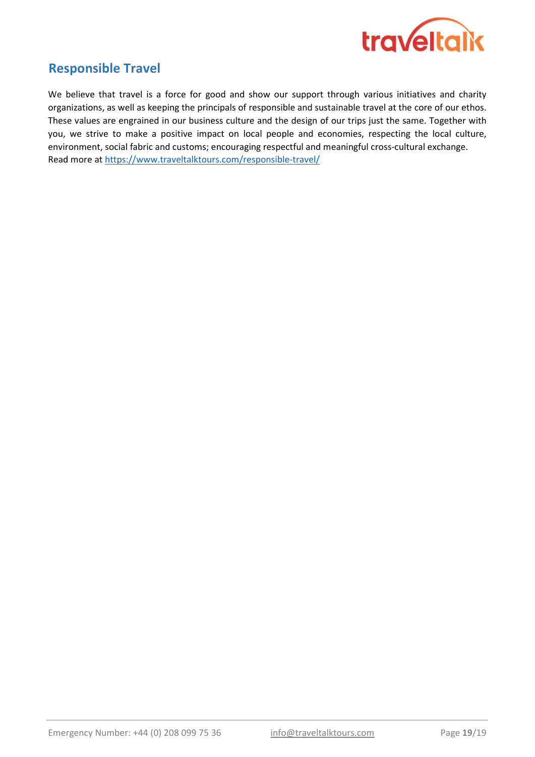## Responsible Travel

We believe that travel is a force for good and show our support through various initiatives and charity organizations, as well as keeping the principals of responsible and sustainable travel at the core of our ethos. These values are engrained in our business culture and the design of our trips just the same. Together with you, we strive to make a positive impact on local people and economies, respecting the local culture, environment, social fabric and customs; encouraging respectful and meaningful cross-cultural exchange.
Read more at https://www.traveltalktours.com/responsible-travel/